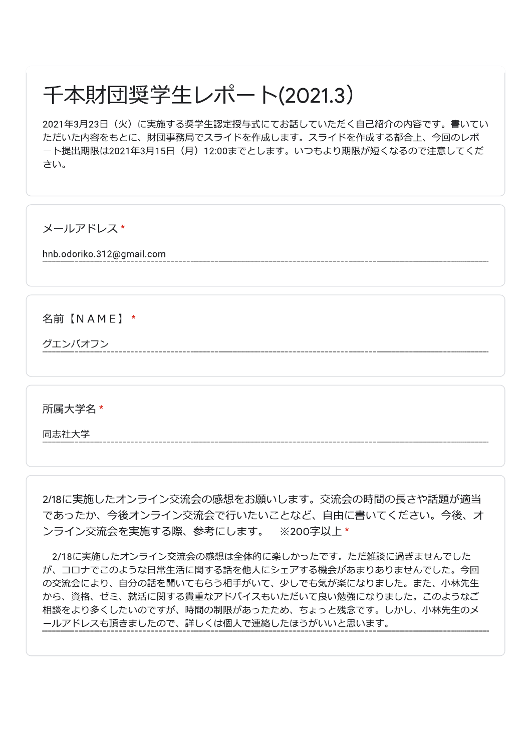# 千本財団奨学生レポート(2021.3)

2021年3月23日（火）に実施する奨学生認定授与式にてお話していただく自己紹介の内容です。書いていただいた内容をもとに、財団事務局でスライドを作成します。スライドを作成する都合上、今回のレポート提出期限は2021年3月15日（月）12:00までとします。いつもより期限が短くなるので注意してください。

メールアドレス *

hnb.odoriko.312@gmail.com

名前【ＮＡＭＥ】 *

グエンバオフン

所属大学名 *

同志社大学

2/18に実施したオンライン交流会の感想をお願いします。交流会の時間の長さや話題が適当であったか、今後オンライン交流会で行いたいことなど、自由に書いてください。今後、オンライン交流会を実施する際、参考にします。　※200字以上 *

　2/18に実施したオンライン交流会の感想は全体的に楽しかったです。ただ雑談に過ぎませんでしたが、コロナでこのような日常生活に関する話を他人にシェアする機会があまりありませんでした。今回の交流会により、自分の話を聞いてもらう相手がいて、少しでも気が楽になりました。また、小林先生から、資格、ゼミ、就活に関する貴重なアドバイスもいただいて良い勉強になりました。このようなご相談をより多くしたいのですが、時間の制限があったため、ちょっと残念です。しかし、小林先生のメールアドレスも頂きましたので、詳しくは個人で連絡したほうがいいと思います。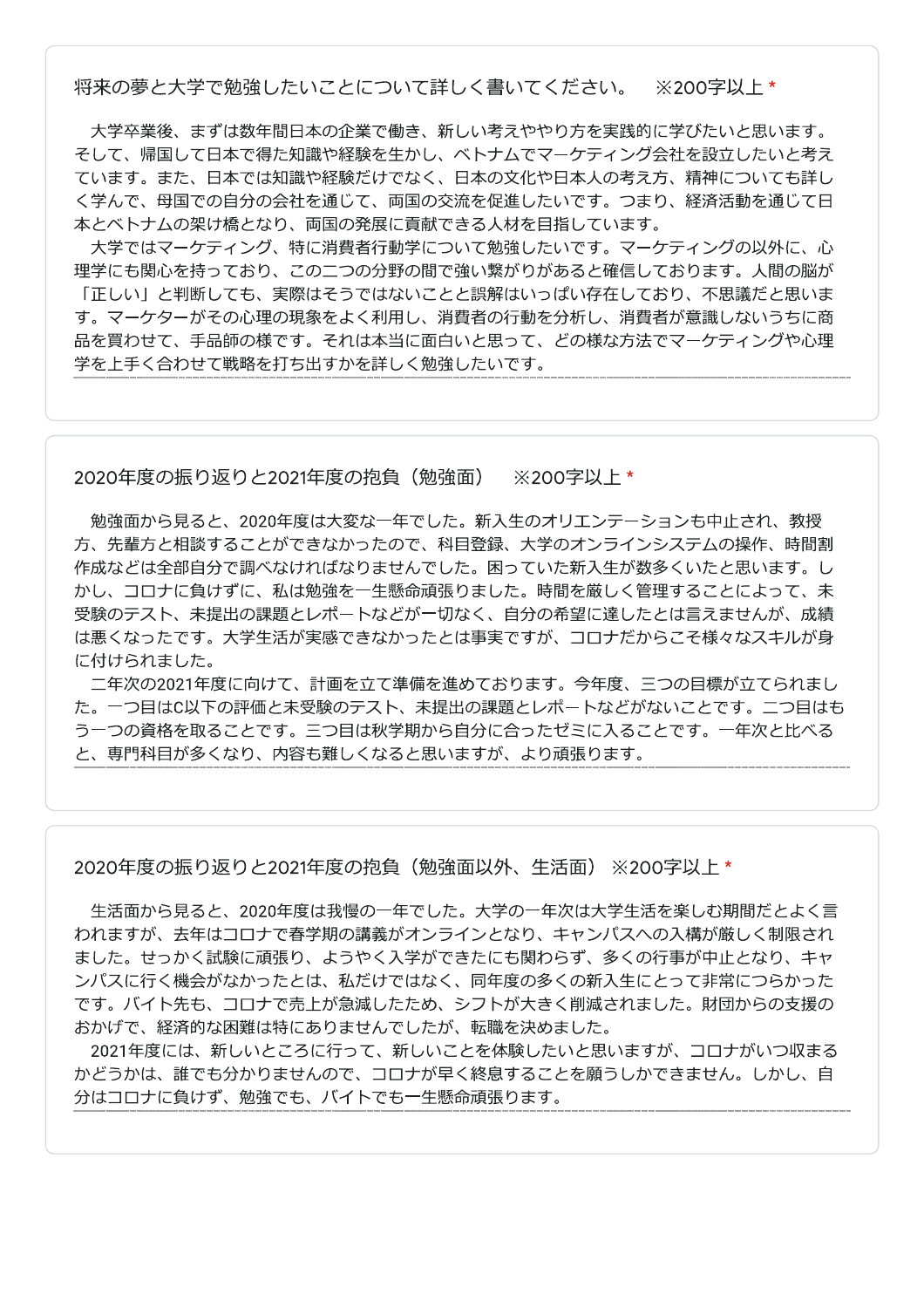### 将来の夢と大学で勉強したいことについて詳しく書いてください。　※200字以上 *

　大学卒業後、まずは数年間日本の企業で働き、新しい考えややり方を実践的に学びたいと思います。そして、帰国して日本で得た知識や経験を生かし、ベトナムでマーケティング会社を設立したいと考えています。また、日本では知識や経験だけでなく、日本の文化や日本人の考え方、精神についても詳しく学んで、母国での自分の会社を通じて、両国の交流を促進したいです。つまり、経済活動を通じて日本とベトナムの架け橋となり、両国の発展に貢献できる人材を目指しています。

　大学ではマーケティング、特に消費者行動学について勉強したいです。マーケティングの以外に、心理学にも関心を持っており、この二つの分野の間で強い繋がりがあると確信しております。人間の脳が「正しい」と判断しても、実際はそうではないことと誤解はいっぱい存在しており、不思議だと思います。マーケターがその心理の現象をよく利用し、消費者の行動を分析し、消費者が意識しないうちに商品を買わせて、手品師の様です。それは本当に面白いと思って、どの様な方法でマーケティングや心理学を上手く合わせて戦略を打ち出すかを詳しく勉強したいです。

### 2020年度の振り返りと2021年度の抱負（勉強面）　※200字以上 *

　勉強面から見ると、2020年度は大変な一年でした。新入生のオリエンテーションも中止され、教授方、先輩方と相談することができなかったので、科目登録、大学のオンラインシステムの操作、時間割作成などは全部自分で調べなければなりませんでした。困っていた新入生が数多くいたと思います。しかし、コロナに負けずに、私は勉強を一生懸命頑張りました。時間を厳しく管理することによって、未受験のテスト、未提出の課題とレポートなどが一切なく、自分の希望に達したとは言えませんが、成績は悪くなったです。大学生活が実感できなかったとは事実ですが、コロナだからこそ様々なスキルが身に付けられました。

　二年次の2021年度に向けて、計画を立て準備を進めております。今年度、三つの目標が立てられました。一つ目はC以下の評価と未受験のテスト、未提出の課題とレポートなどがないことです。二つ目はもう一つの資格を取ることです。三つ目は秋学期から自分に合ったゼミに入ることです。一年次と比べると、専門科目が多くなり、内容も難しくなると思いますが、より頑張ります。

### 2020年度の振り返りと2021年度の抱負（勉強面以外、生活面）※200字以上 *

　生活面から見ると、2020年度は我慢の一年でした。大学の一年次は大学生活を楽しむ期間だとよく言われますが、去年はコロナで春学期の講義がオンラインとなり、キャンパスへの入構が厳しく制限されました。せっかく試験に頑張り、ようやく入学ができたにも関わらず、多くの行事が中止となり、キャンパスに行く機会がなかったとは、私だけではなく、同年度の多くの新入生にとって非常につらかったです。バイト先も、コロナで売上が急減したため、シフトが大きく削減されました。財団からの支援のおかげで、経済的な困難は特にありませんでしたが、転職を決めました。

　2021年度には、新しいところに行って、新しいことを体験したいと思いますが、コロナがいつ収まるかどうかは、誰でも分かりませんので、コロナが早く終息することを願うしかできません。しかし、自分はコロナに負けず、勉強でも、バイトでも一生懸命頑張ります。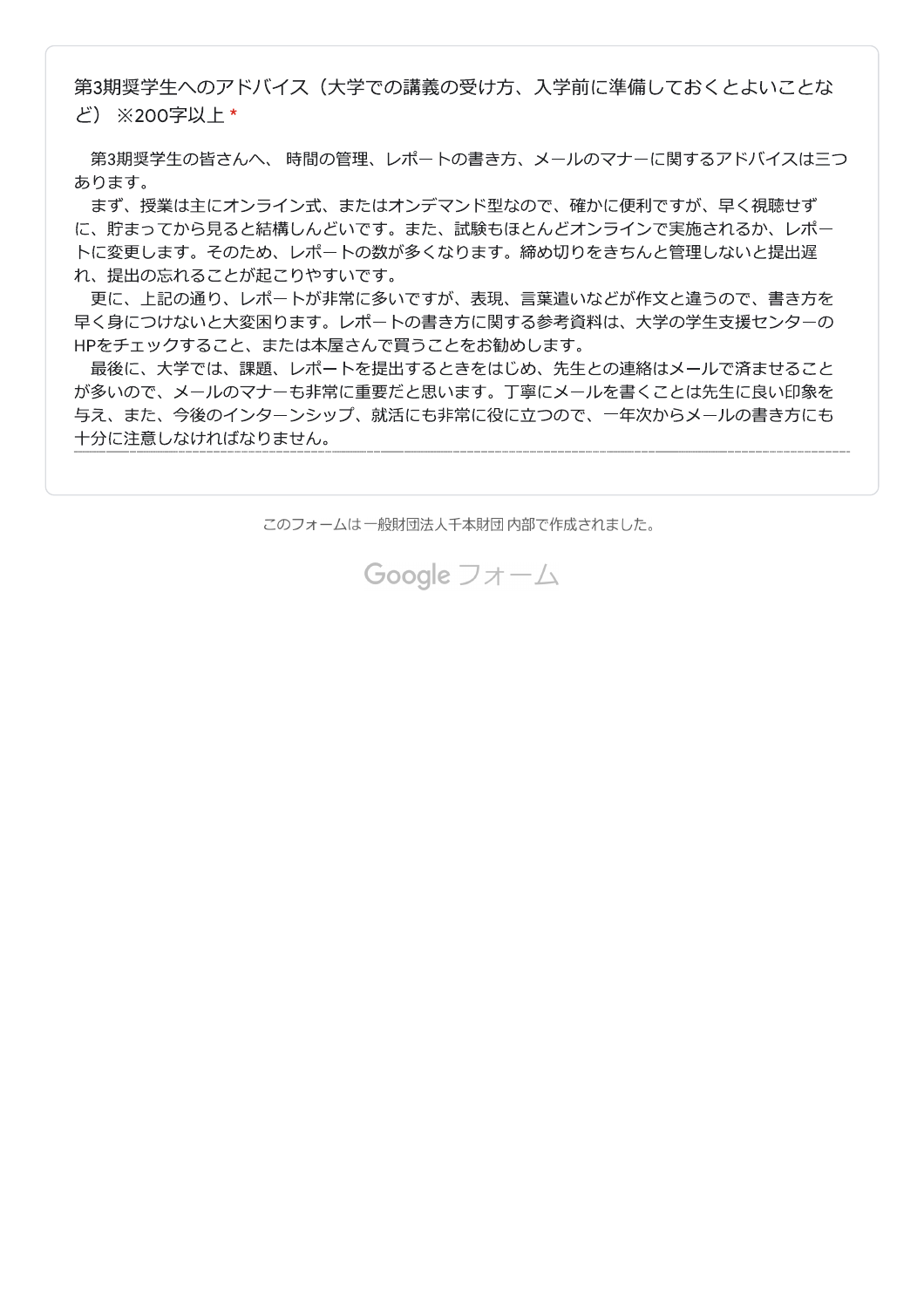第3期奨学生へのアドバイス（大学での講義の受け方、入学前に準備しておくとよいことなど） ※200字以上 *

　第3期奨学生の皆さんへ、 時間の管理、レポートの書き方、メールのマナーに関するアドバイスは三つあります。

　まず、授業は主にオンライン式、またはオンデマンド型なので、確かに便利ですが、早く視聴せずに、貯まってから見ると結構しんどいです。また、試験もほとんどオンラインで実施されるか、レポートに変更します。そのため、レポートの数が多くなります。締め切りをきちんと管理しないと提出遅れ、提出の忘れることが起こりやすいです。

　更に、上記の通り、レポートが非常に多いですが、表現、言葉遣いなどが作文と違うので、書き方を早く身につけないと大変困ります。レポートの書き方に関する参考資料は、大学の学生支援センターのHPをチェックすること、または本屋さんで買うことをお勧めします。

　最後に、大学では、課題、レポートを提出するときをはじめ、先生との連絡はメールで済ませることが多いので、メールのマナーも非常に重要だと思います。丁寧にメールを書くことは先生に良い印象を与え、また、今後のインターンシップ、就活にも非常に役に立つので、一年次からメールの書き方にも十分に注意しなければなりません。

このフォームは 一般財団法人千本財団 内部で作成されました。

Google フォーム